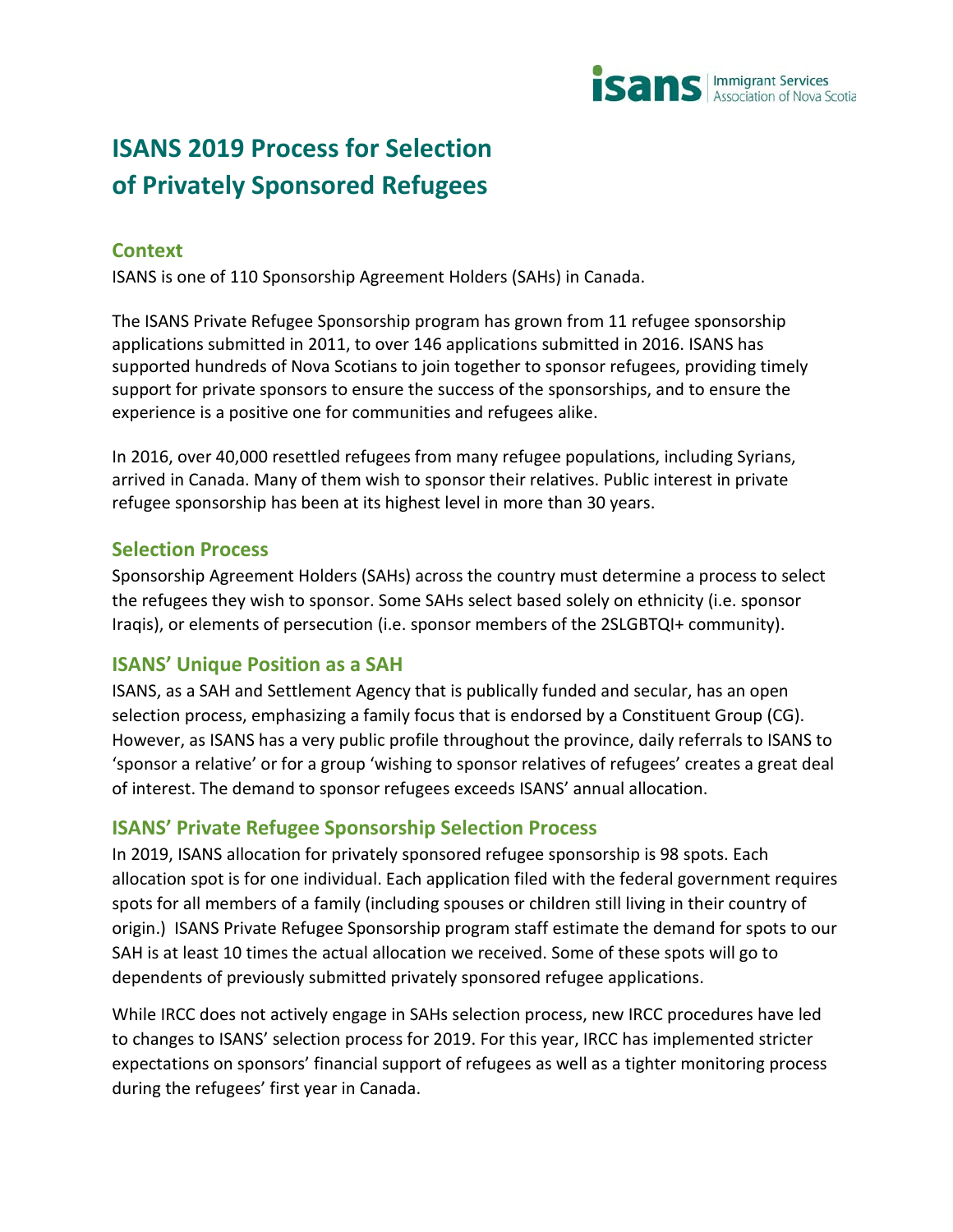# ISANS 2019 Process for Selection of Privately Sponsored Refugees

## Context

ISANS is one of 110 Sponsorship Agreement Holders (SAHs) in Canada.

The ISANS Private Refugee Sponsorship program has grown from 11 refugee sponsorship applications submitted in 2011, to over 146 applications submitted in 2016. ISANS has supported hundreds of Nova Scotians to join together to sponsor refugees, providing timely support for private sponsors to ensure the success of the sponsorships, and to ensure the experience is a positive one for communities and refugees alike.

In 2016, over 40,000 resettled refugees from many refugee populations, including Syrians, arrived in Canada. Many of them wish to sponsor their relatives. Public interest in private refugee sponsorship has been at its highest level in more than 30 years.

## Selection Process

Sponsorship Agreement Holders (SAHs) across the country must determine a process to select the refugees they wish to sponsor. Some SAHs select based solely on ethnicity (i.e. sponsor Iraqis), or elements of persecution (i.e. sponsor members of the 2SLGBTQI+ community).

## ISANS' Unique Position as a SAH

ISANS, as a SAH and Settlement Agency that is publically funded and secular, has an open selection process, emphasizing a family focus that is endorsed by a Constituent Group (CG). However, as ISANS has a very public profile throughout the province, daily referrals to ISANS to 'sponsor a relative' or for a group 'wishing to sponsor relatives of refugees' creates a great deal of interest. The demand to sponsor refugees exceeds ISANS' annual allocation.

## ISANS' Private Refugee Sponsorship Selection Process

In 2019, ISANS allocation for privately sponsored refugee sponsorship is 98 spots. Each allocation spot is for one individual. Each application filed with the federal government requires spots for all members of a family (including spouses or children still living in their country of origin.) ISANS Private Refugee Sponsorship program staff estimate the demand for spots to our SAH is at least 10 times the actual allocation we received. Some of these spots will go to dependents of previously submitted privately sponsored refugee applications.

While IRCC does not actively engage in SAHs selection process, new IRCC procedures have led to changes to ISANS' selection process for 2019. For this year, IRCC has implemented stricter expectations on sponsors' financial support of refugees as well as a tighter monitoring process during the refugees' first year in Canada.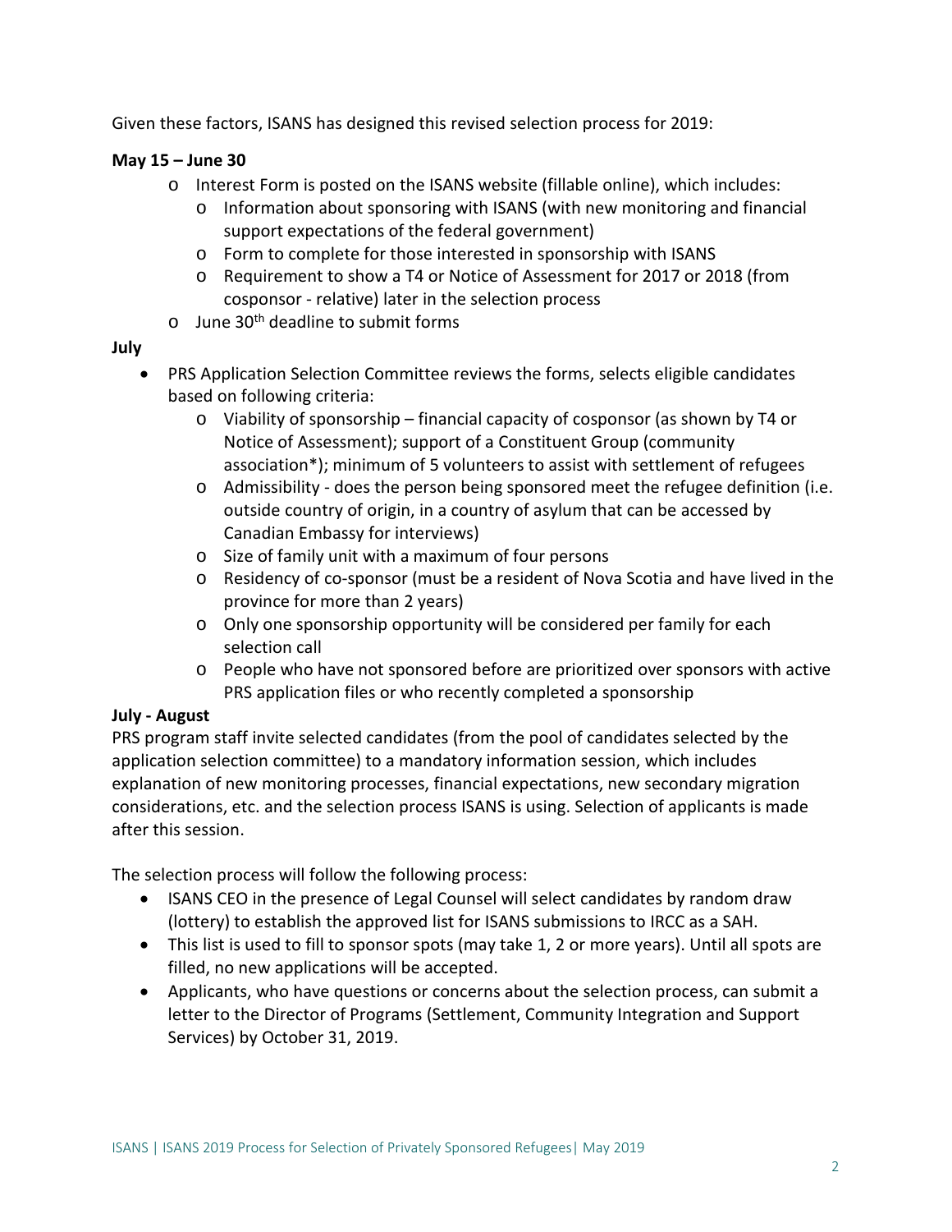Given these factors, ISANS has designed this revised selection process for 2019:

**May 15 – June 30**

- Interest Form is posted on the ISANS website (fillable online), which includes:
  - Information about sponsoring with ISANS (with new monitoring and financial support expectations of the federal government)
  - Form to complete for those interested in sponsorship with ISANS
  - Requirement to show a T4 or Notice of Assessment for 2017 or 2018 (from cosponsor - relative) later in the selection process
- June 30th deadline to submit forms

**July**

- PRS Application Selection Committee reviews the forms, selects eligible candidates based on following criteria:
  - Viability of sponsorship – financial capacity of cosponsor (as shown by T4 or Notice of Assessment); support of a Constituent Group (community association*); minimum of 5 volunteers to assist with settlement of refugees
  - Admissibility - does the person being sponsored meet the refugee definition (i.e. outside country of origin, in a country of asylum that can be accessed by Canadian Embassy for interviews)
  - Size of family unit with a maximum of four persons
  - Residency of co-sponsor (must be a resident of Nova Scotia and have lived in the province for more than 2 years)
  - Only one sponsorship opportunity will be considered per family for each selection call
  - People who have not sponsored before are prioritized over sponsors with active PRS application files or who recently completed a sponsorship

**July - August**

PRS program staff invite selected candidates (from the pool of candidates selected by the application selection committee) to a mandatory information session, which includes explanation of new monitoring processes, financial expectations, new secondary migration considerations, etc. and the selection process ISANS is using. Selection of applicants is made after this session.

The selection process will follow the following process:

- ISANS CEO in the presence of Legal Counsel will select candidates by random draw (lottery) to establish the approved list for ISANS submissions to IRCC as a SAH.
- This list is used to fill to sponsor spots (may take 1, 2 or more years). Until all spots are filled, no new applications will be accepted.
- Applicants, who have questions or concerns about the selection process, can submit a letter to the Director of Programs (Settlement, Community Integration and Support Services) by October 31, 2019.